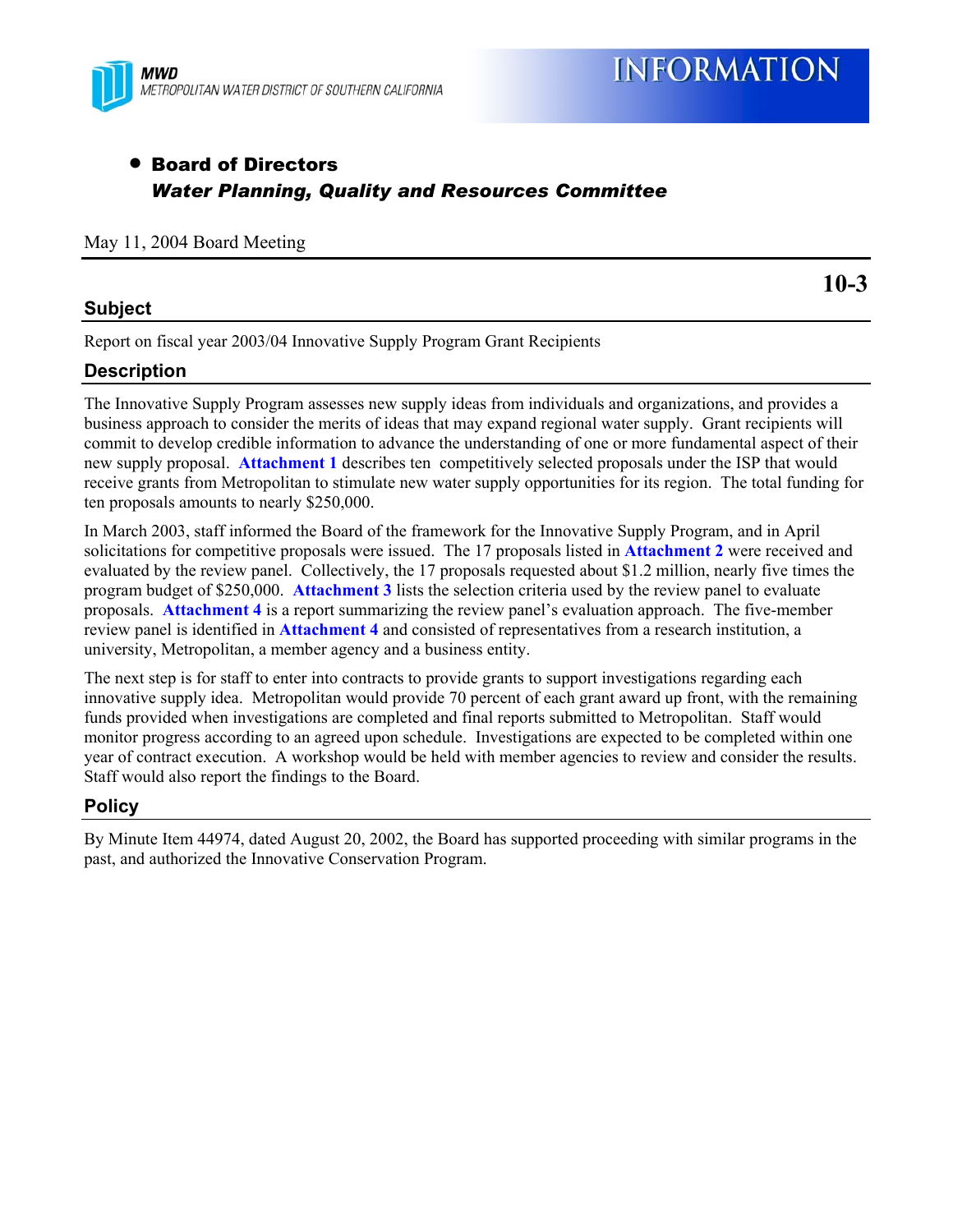MWD
METROPOLITAN WATER DISTRICT OF SOUTHERN CALIFORNIA

# INFORMATION

- **Board of Directors**
  ***Water Planning, Quality and Resources Committee***

May 11, 2004 Board Meeting

**10-3**

## Subject

Report on fiscal year 2003/04 Innovative Supply Program Grant Recipients

## Description

The Innovative Supply Program assesses new supply ideas from individuals and organizations, and provides a business approach to consider the merits of ideas that may expand regional water supply. Grant recipients will commit to develop credible information to advance the understanding of one or more fundamental aspect of their new supply proposal. **Attachment 1** describes ten competitively selected proposals under the ISP that would receive grants from Metropolitan to stimulate new water supply opportunities for its region. The total funding for ten proposals amounts to nearly $250,000.

In March 2003, staff informed the Board of the framework for the Innovative Supply Program, and in April solicitations for competitive proposals were issued. The 17 proposals listed in **Attachment 2** were received and evaluated by the review panel. Collectively, the 17 proposals requested about $1.2 million, nearly five times the program budget of $250,000. **Attachment 3** lists the selection criteria used by the review panel to evaluate proposals. **Attachment 4** is a report summarizing the review panel's evaluation approach. The five-member review panel is identified in **Attachment 4** and consisted of representatives from a research institution, a university, Metropolitan, a member agency and a business entity.

The next step is for staff to enter into contracts to provide grants to support investigations regarding each innovative supply idea. Metropolitan would provide 70 percent of each grant award up front, with the remaining funds provided when investigations are completed and final reports submitted to Metropolitan. Staff would monitor progress according to an agreed upon schedule. Investigations are expected to be completed within one year of contract execution. A workshop would be held with member agencies to review and consider the results. Staff would also report the findings to the Board.

## Policy

By Minute Item 44974, dated August 20, 2002, the Board has supported proceeding with similar programs in the past, and authorized the Innovative Conservation Program.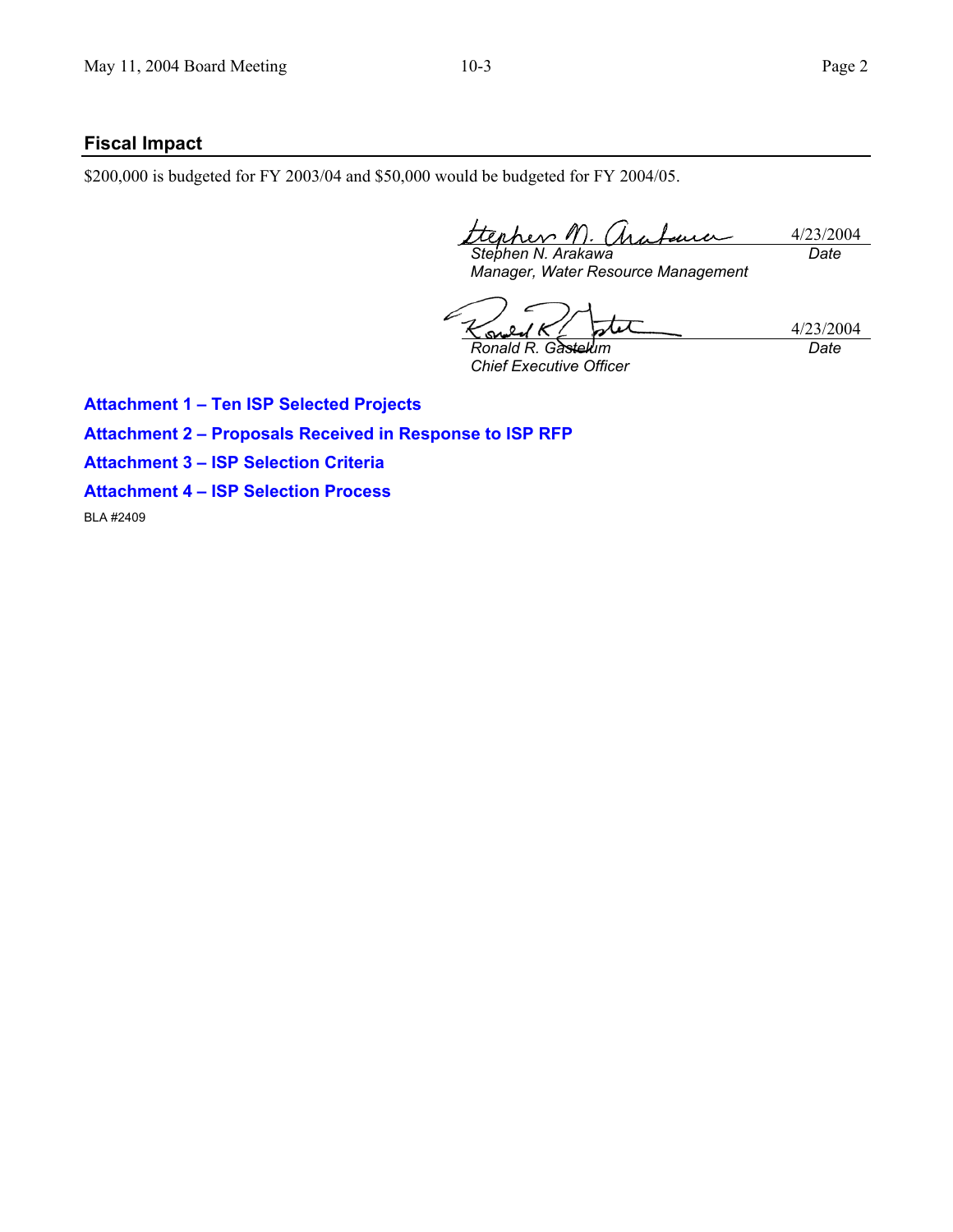## Fiscal Impact

$200,000 is budgeted for FY 2003/04 and $50,000 would be budgeted for FY 2004/05.

| | |
|---|---|
| *Stephen N. Arakawa* | 4/23/2004 |
| *Manager, Water Resource Management* | *Date* |

| | |
|---|---|
| *Ronald R. Gastelum* | 4/23/2004 |
| *Chief Executive Officer* | *Date* |

**Attachment 1 – Ten ISP Selected Projects**

**Attachment 2 – Proposals Received in Response to ISP RFP**

**Attachment 3 – ISP Selection Criteria**

**Attachment 4 – ISP Selection Process**

BLA #2409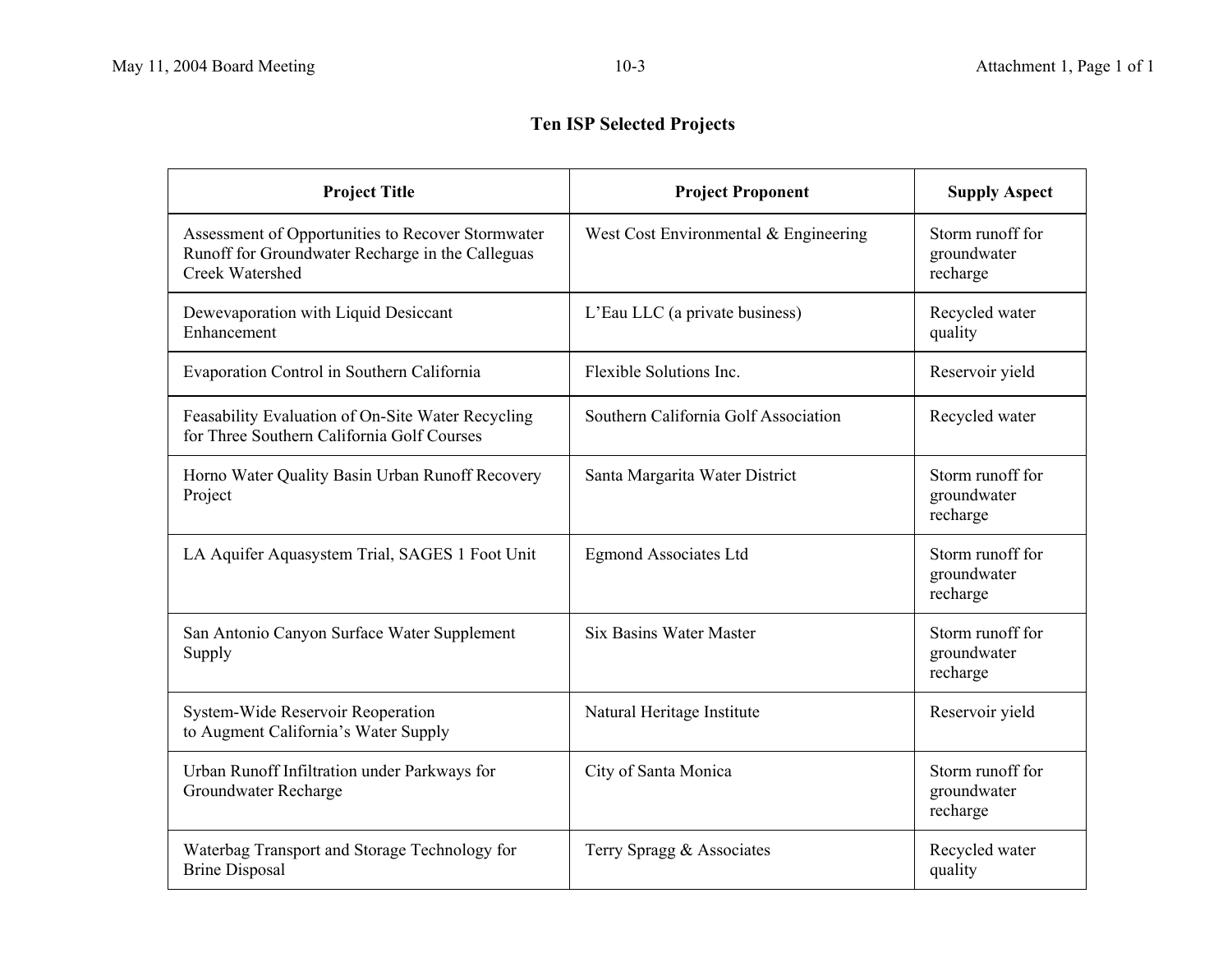## Ten ISP Selected Projects

| Project Title | Project Proponent | Supply Aspect |
|---|---|---|
| Assessment of Opportunities to Recover Stormwater Runoff for Groundwater Recharge in the Calleguas Creek Watershed | West Cost Environmental & Engineering | Storm runoff for groundwater recharge |
| Dewevaporation with Liquid Desiccant Enhancement | L'Eau LLC (a private business) | Recycled water quality |
| Evaporation Control in Southern California | Flexible Solutions Inc. | Reservoir yield |
| Feasability Evaluation of On-Site Water Recycling for Three Southern California Golf Courses | Southern California Golf Association | Recycled water |
| Horno Water Quality Basin Urban Runoff Recovery Project | Santa Margarita Water District | Storm runoff for groundwater recharge |
| LA Aquifer Aquasystem Trial, SAGES 1 Foot Unit | Egmond Associates Ltd | Storm runoff for groundwater recharge |
| San Antonio Canyon Surface Water Supplement Supply | Six Basins Water Master | Storm runoff for groundwater recharge |
| System-Wide Reservoir Reoperation to Augment California's Water Supply | Natural Heritage Institute | Reservoir yield |
| Urban Runoff Infiltration under Parkways for Groundwater Recharge | City of Santa Monica | Storm runoff for groundwater recharge |
| Waterbag Transport and Storage Technology for Brine Disposal | Terry Spragg & Associates | Recycled water quality |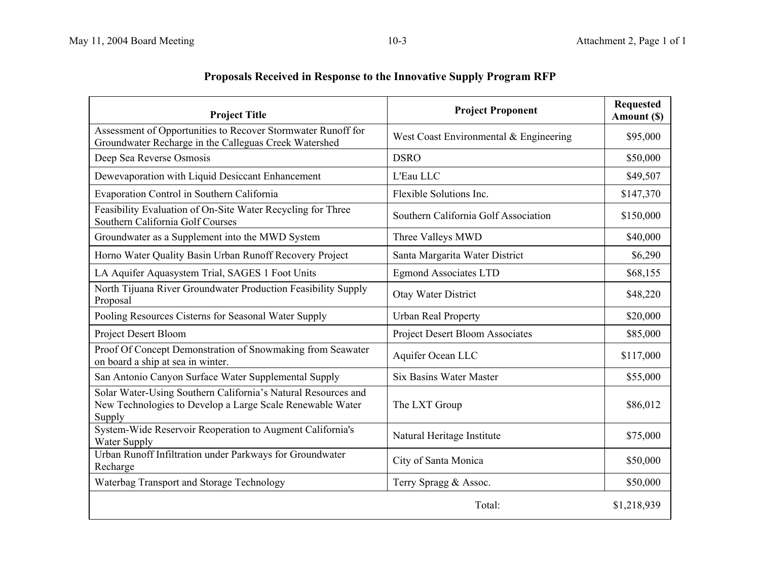## Proposals Received in Response to the Innovative Supply Program RFP

| Project Title | Project Proponent | Requested Amount ($) |
|---|---|---|
| Assessment of Opportunities to Recover Stormwater Runoff for Groundwater Recharge in the Calleguas Creek Watershed | West Coast Environmental & Engineering | $95,000 |
| Deep Sea Reverse Osmosis | DSRO | $50,000 |
| Dewevaporation with Liquid Desiccant Enhancement | L'Eau LLC | $49,507 |
| Evaporation Control in Southern California | Flexible Solutions Inc. | $147,370 |
| Feasibility Evaluation of On-Site Water Recycling for Three Southern California Golf Courses | Southern California Golf Association | $150,000 |
| Groundwater as a Supplement into the MWD System | Three Valleys MWD | $40,000 |
| Horno Water Quality Basin Urban Runoff Recovery Project | Santa Margarita Water District | $6,290 |
| LA Aquifer Aquasystem Trial, SAGES 1 Foot Units | Egmond Associates LTD | $68,155 |
| North Tijuana River Groundwater Production Feasibility Supply Proposal | Otay Water District | $48,220 |
| Pooling Resources Cisterns for Seasonal Water Supply | Urban Real Property | $20,000 |
| Project Desert Bloom | Project Desert Bloom Associates | $85,000 |
| Proof Of Concept Demonstration of Snowmaking from Seawater on board a ship at sea in winter. | Aquifer Ocean LLC | $117,000 |
| San Antonio Canyon Surface Water Supplemental Supply | Six Basins Water Master | $55,000 |
| Solar Water-Using Southern California's Natural Resources and New Technologies to Develop a Large Scale Renewable Water Supply | The LXT Group | $86,012 |
| System-Wide Reservoir Reoperation to Augment California's Water Supply | Natural Heritage Institute | $75,000 |
| Urban Runoff Infiltration under Parkways for Groundwater Recharge | City of Santa Monica | $50,000 |
| Waterbag Transport and Storage Technology | Terry Spragg & Assoc. | $50,000 |
| | Total: | $1,218,939 |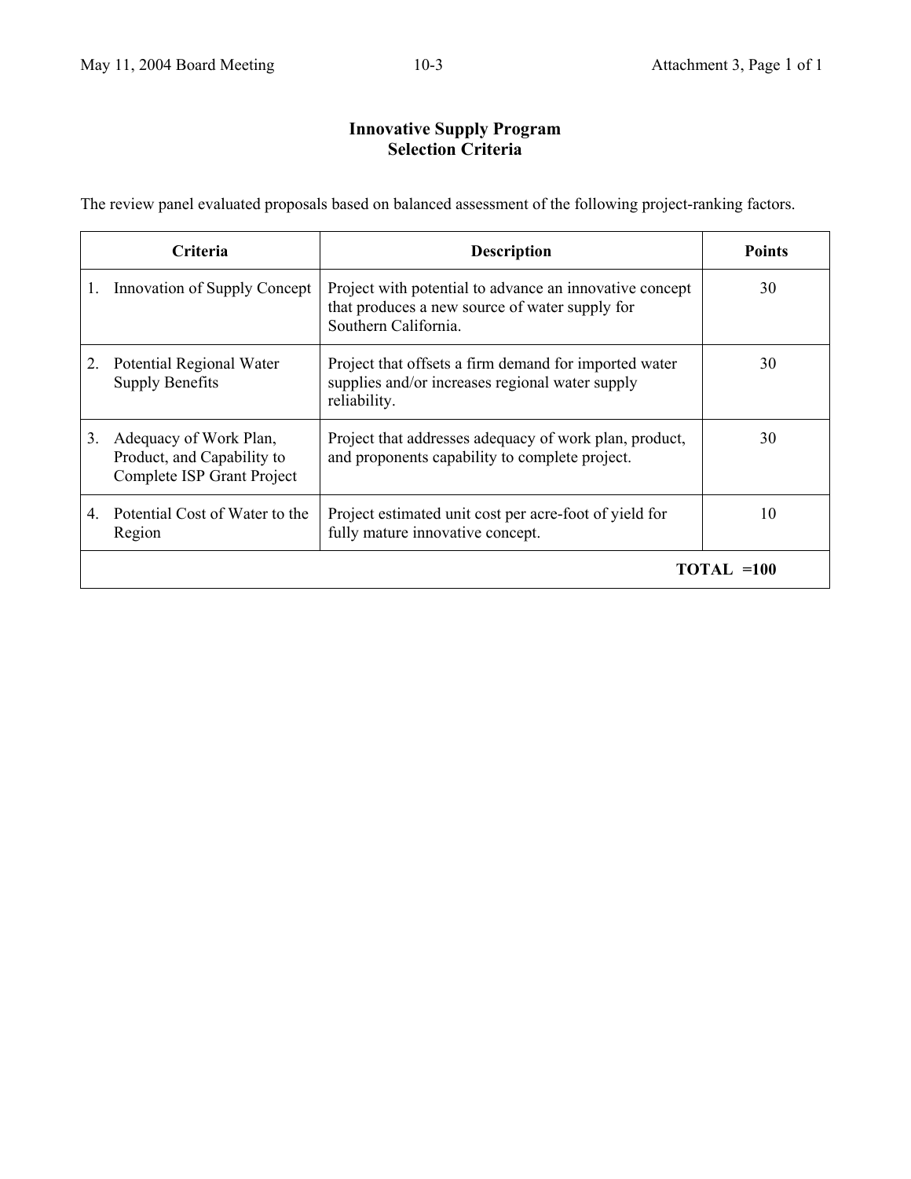# Innovative Supply Program
## Selection Criteria

The review panel evaluated proposals based on balanced assessment of the following project-ranking factors.

| Criteria | Description | Points |
|---|---|---|
| 1. Innovation of Supply Concept | Project with potential to advance an innovative concept that produces a new source of water supply for Southern California. | 30 |
| 2. Potential Regional Water Supply Benefits | Project that offsets a firm demand for imported water supplies and/or increases regional water supply reliability. | 30 |
| 3. Adequacy of Work Plan, Product, and Capability to Complete ISP Grant Project | Project that addresses adequacy of work plan, product, and proponents capability to complete project. | 30 |
| 4. Potential Cost of Water to the Region | Project estimated unit cost per acre-foot of yield for fully mature innovative concept. | 10 |
| | | **TOTAL =100** |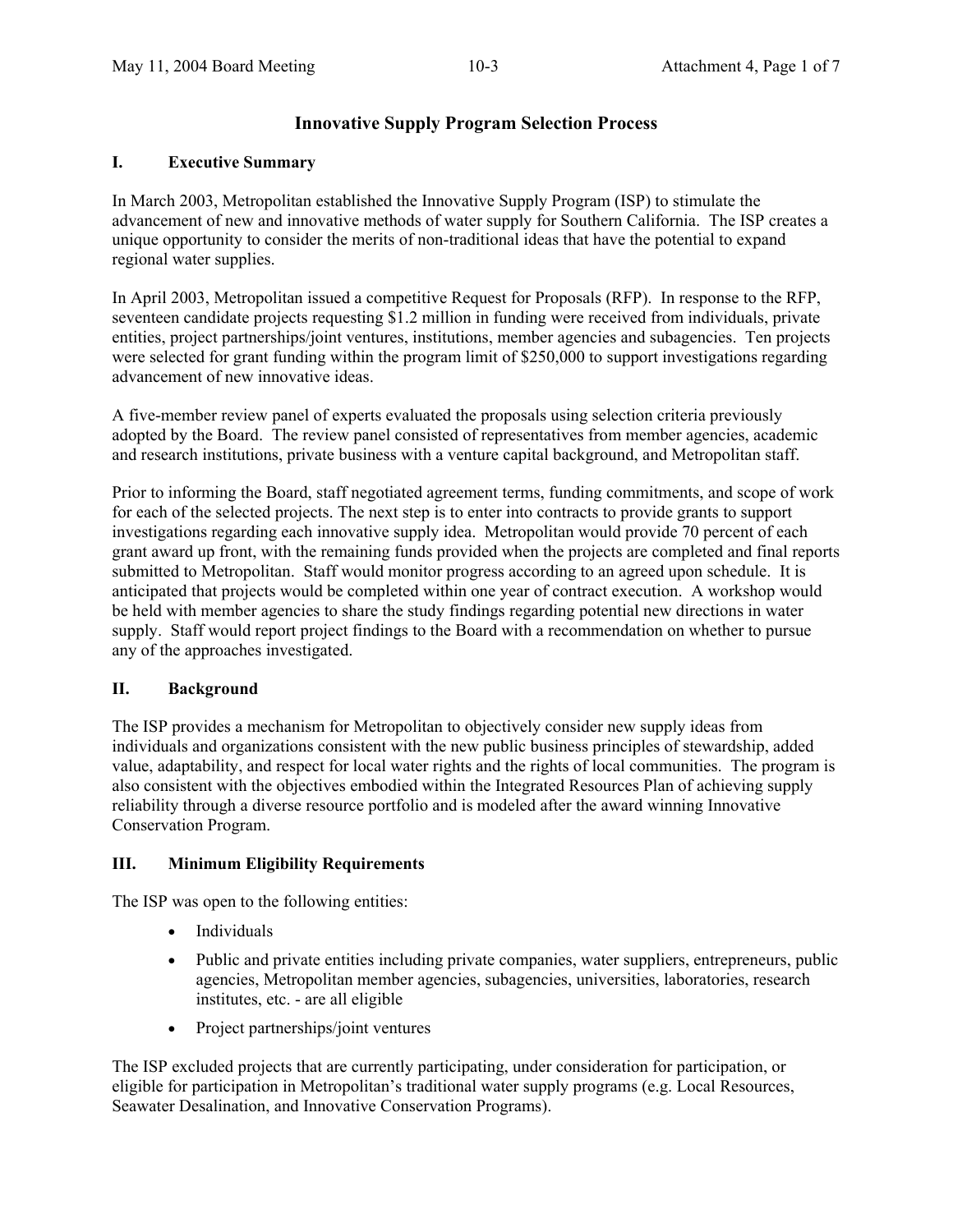# Innovative Supply Program Selection Process

## I. Executive Summary

In March 2003, Metropolitan established the Innovative Supply Program (ISP) to stimulate the advancement of new and innovative methods of water supply for Southern California. The ISP creates a unique opportunity to consider the merits of non-traditional ideas that have the potential to expand regional water supplies.

In April 2003, Metropolitan issued a competitive Request for Proposals (RFP). In response to the RFP, seventeen candidate projects requesting $1.2 million in funding were received from individuals, private entities, project partnerships/joint ventures, institutions, member agencies and subagencies. Ten projects were selected for grant funding within the program limit of $250,000 to support investigations regarding advancement of new innovative ideas.

A five-member review panel of experts evaluated the proposals using selection criteria previously adopted by the Board. The review panel consisted of representatives from member agencies, academic and research institutions, private business with a venture capital background, and Metropolitan staff.

Prior to informing the Board, staff negotiated agreement terms, funding commitments, and scope of work for each of the selected projects. The next step is to enter into contracts to provide grants to support investigations regarding each innovative supply idea. Metropolitan would provide 70 percent of each grant award up front, with the remaining funds provided when the projects are completed and final reports submitted to Metropolitan. Staff would monitor progress according to an agreed upon schedule. It is anticipated that projects would be completed within one year of contract execution. A workshop would be held with member agencies to share the study findings regarding potential new directions in water supply. Staff would report project findings to the Board with a recommendation on whether to pursue any of the approaches investigated.

## II. Background

The ISP provides a mechanism for Metropolitan to objectively consider new supply ideas from individuals and organizations consistent with the new public business principles of stewardship, added value, adaptability, and respect for local water rights and the rights of local communities. The program is also consistent within the objectives embodied within the Integrated Resources Plan of achieving supply reliability through a diverse resource portfolio and is modeled after the award winning Innovative Conservation Program.

## III. Minimum Eligibility Requirements

The ISP was open to the following entities:

- Individuals
- Public and private entities including private companies, water suppliers, entrepreneurs, public agencies, Metropolitan member agencies, subagencies, universities, laboratories, research institutes, etc. - are all eligible
- Project partnerships/joint ventures

The ISP excluded projects that are currently participating, under consideration for participation, or eligible for participation in Metropolitan's traditional water supply programs (e.g. Local Resources, Seawater Desalination, and Innovative Conservation Programs).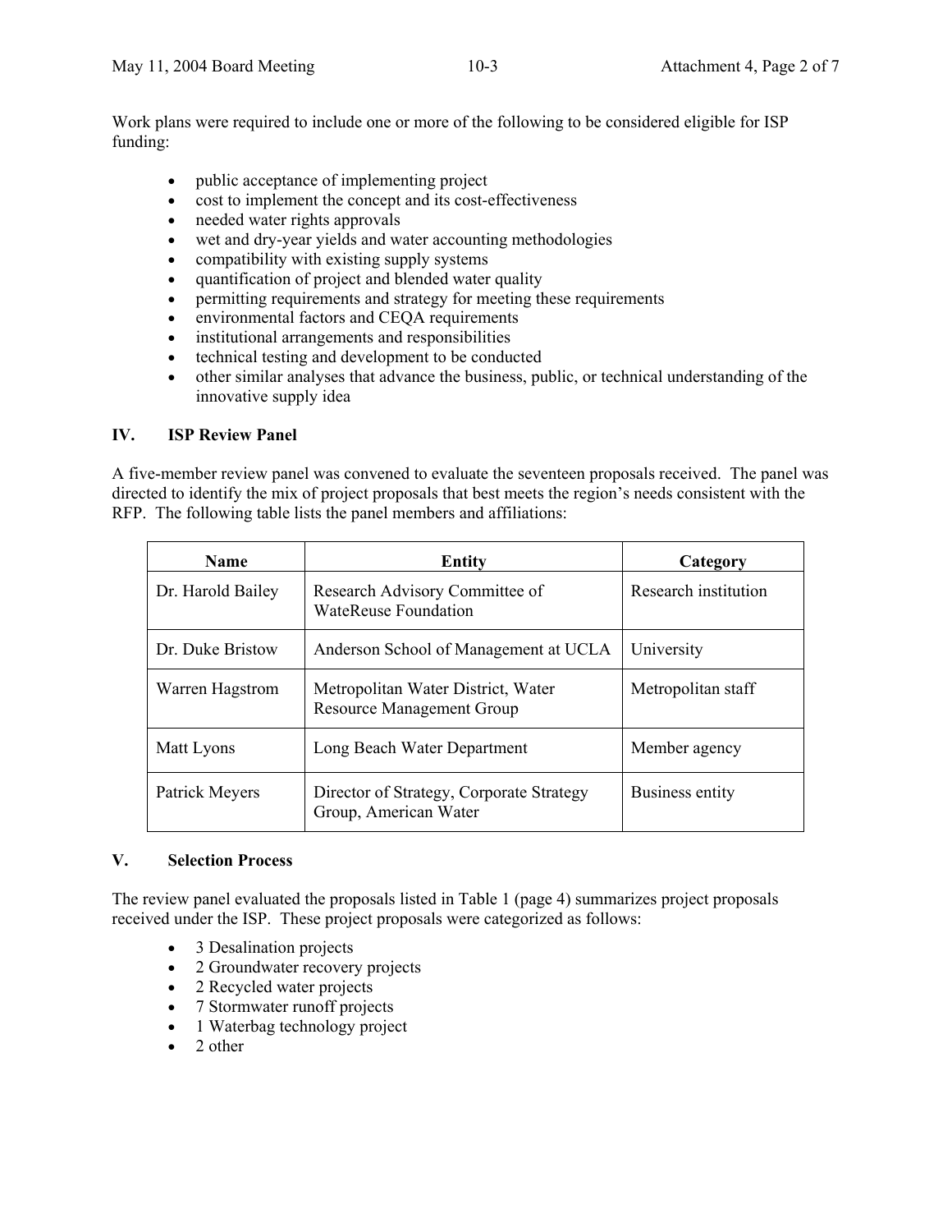Work plans were required to include one or more of the following to be considered eligible for ISP funding:

- public acceptance of implementing project
- cost to implement the concept and its cost-effectiveness
- needed water rights approvals
- wet and dry-year yields and water accounting methodologies
- compatibility with existing supply systems
- quantification of project and blended water quality
- permitting requirements and strategy for meeting these requirements
- environmental factors and CEQA requirements
- institutional arrangements and responsibilities
- technical testing and development to be conducted
- other similar analyses that advance the business, public, or technical understanding of the innovative supply idea

## IV. ISP Review Panel

A five-member review panel was convened to evaluate the seventeen proposals received. The panel was directed to identify the mix of project proposals that best meets the region's needs consistent with the RFP. The following table lists the panel members and affiliations:

| Name | Entity | Category |
|---|---|---|
| Dr. Harold Bailey | Research Advisory Committee of WateReuse Foundation | Research institution |
| Dr. Duke Bristow | Anderson School of Management at UCLA | University |
| Warren Hagstrom | Metropolitan Water District, Water Resource Management Group | Metropolitan staff |
| Matt Lyons | Long Beach Water Department | Member agency |
| Patrick Meyers | Director of Strategy, Corporate Strategy Group, American Water | Business entity |

## V. Selection Process

The review panel evaluated the proposals listed in Table 1 (page 4) summarizes project proposals received under the ISP. These project proposals were categorized as follows:

- 3 Desalination projects
- 2 Groundwater recovery projects
- 2 Recycled water projects
- 7 Stormwater runoff projects
- 1 Waterbag technology project
- 2 other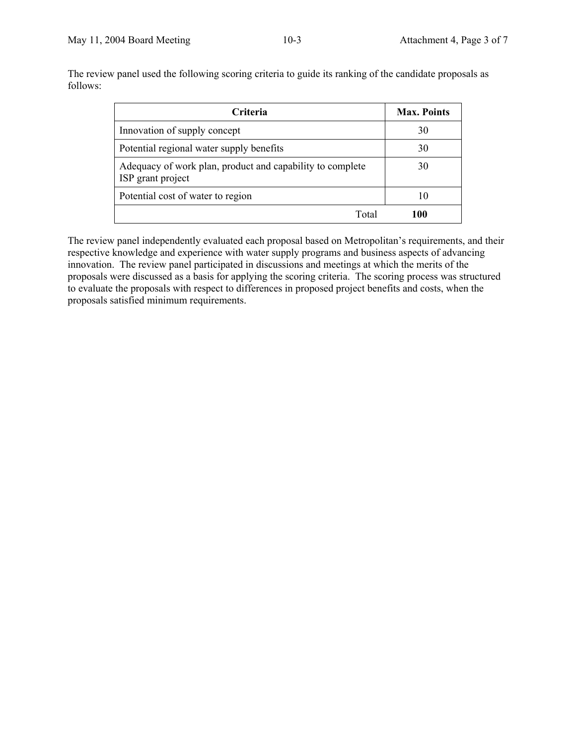The review panel used the following scoring criteria to guide its ranking of the candidate proposals as follows:

| Criteria | Max. Points |
| --- | --- |
| Innovation of supply concept | 30 |
| Potential regional water supply benefits | 30 |
| Adequacy of work plan, product and capability to complete ISP grant project | 30 |
| Potential cost of water to region | 10 |
| Total | **100** |

The review panel independently evaluated each proposal based on Metropolitan's requirements, and their respective knowledge and experience with water supply programs and business aspects of advancing innovation. The review panel participated in discussions and meetings at which the merits of the proposals were discussed as a basis for applying the scoring criteria. The scoring process was structured to evaluate the proposals with respect to differences in proposed project benefits and costs, when the proposals satisfied minimum requirements.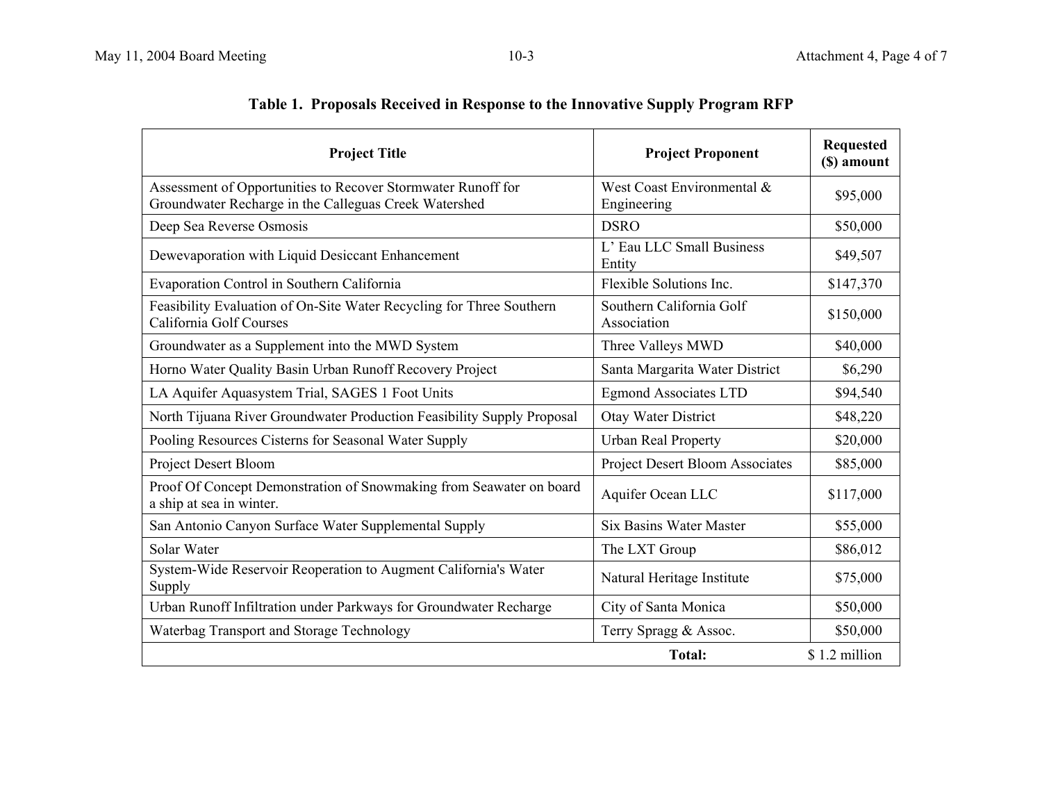**Table 1. Proposals Received in Response to the Innovative Supply Program RFP**

| Project Title | Project Proponent | Requested ($) amount |
|---|---|---|
| Assessment of Opportunities to Recover Stormwater Runoff for Groundwater Recharge in the Calleguas Creek Watershed | West Coast Environmental & Engineering | $95,000 |
| Deep Sea Reverse Osmosis | DSRO | $50,000 |
| Dewevaporation with Liquid Desiccant Enhancement | L' Eau LLC Small Business Entity | $49,507 |
| Evaporation Control in Southern California | Flexible Solutions Inc. | $147,370 |
| Feasibility Evaluation of On-Site Water Recycling for Three Southern California Golf Courses | Southern California Golf Association | $150,000 |
| Groundwater as a Supplement into the MWD System | Three Valleys MWD | $40,000 |
| Horno Water Quality Basin Urban Runoff Recovery Project | Santa Margarita Water District | $6,290 |
| LA Aquifer Aquasystem Trial, SAGES 1 Foot Units | Egmond Associates LTD | $94,540 |
| North Tijuana River Groundwater Production Feasibility Supply Proposal | Otay Water District | $48,220 |
| Pooling Resources Cisterns for Seasonal Water Supply | Urban Real Property | $20,000 |
| Project Desert Bloom | Project Desert Bloom Associates | $85,000 |
| Proof Of Concept Demonstration of Snowmaking from Seawater on board a ship at sea in winter. | Aquifer Ocean LLC | $117,000 |
| San Antonio Canyon Surface Water Supplemental Supply | Six Basins Water Master | $55,000 |
| Solar Water | The LXT Group | $86,012 |
| System-Wide Reservoir Reoperation to Augment California's Water Supply | Natural Heritage Institute | $75,000 |
| Urban Runoff Infiltration under Parkways for Groundwater Recharge | City of Santa Monica | $50,000 |
| Waterbag Transport and Storage Technology | Terry Spragg & Assoc. | $50,000 |
| | **Total:** | $ 1.2 million |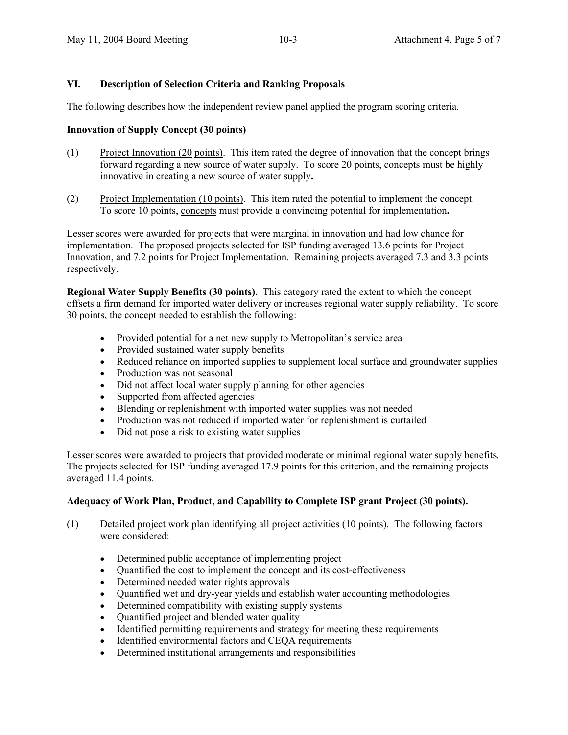## VI. Description of Selection Criteria and Ranking Proposals

The following describes how the independent review panel applied the program scoring criteria.

**Innovation of Supply Concept (30 points)**

(1) Project Innovation (20 points). This item rated the degree of innovation that the concept brings forward regarding a new source of water supply. To score 20 points, concepts must be highly innovative in creating a new source of water supply**.**

(2) Project Implementation (10 points). This item rated the potential to implement the concept. To score 10 points, concepts must provide a convincing potential for implementation**.**

Lesser scores were awarded for projects that were marginal in innovation and had low chance for implementation. The proposed projects selected for ISP funding averaged 13.6 points for Project Innovation, and 7.2 points for Project Implementation. Remaining projects averaged 7.3 and 3.3 points respectively.

**Regional Water Supply Benefits (30 points).** This category rated the extent to which the concept offsets a firm demand for imported water delivery or increases regional water supply reliability. To score 30 points, the concept needed to establish the following:

- Provided potential for a net new supply to Metropolitan's service area
- Provided sustained water supply benefits
- Reduced reliance on imported supplies to supplement local surface and groundwater supplies
- Production was not seasonal
- Did not affect local water supply planning for other agencies
- Supported from affected agencies
- Blending or replenishment with imported water supplies was not needed
- Production was not reduced if imported water for replenishment is curtailed
- Did not pose a risk to existing water supplies

Lesser scores were awarded to projects that provided moderate or minimal regional water supply benefits. The projects selected for ISP funding averaged 17.9 points for this criterion, and the remaining projects averaged 11.4 points.

**Adequacy of Work Plan, Product, and Capability to Complete ISP grant Project (30 points).**

(1) Detailed project work plan identifying all project activities (10 points). The following factors were considered:

- Determined public acceptance of implementing project
- Quantified the cost to implement the concept and its cost-effectiveness
- Determined needed water rights approvals
- Quantified wet and dry-year yields and establish water accounting methodologies
- Determined compatibility with existing supply systems
- Quantified project and blended water quality
- Identified permitting requirements and strategy for meeting these requirements
- Identified environmental factors and CEQA requirements
- Determined institutional arrangements and responsibilities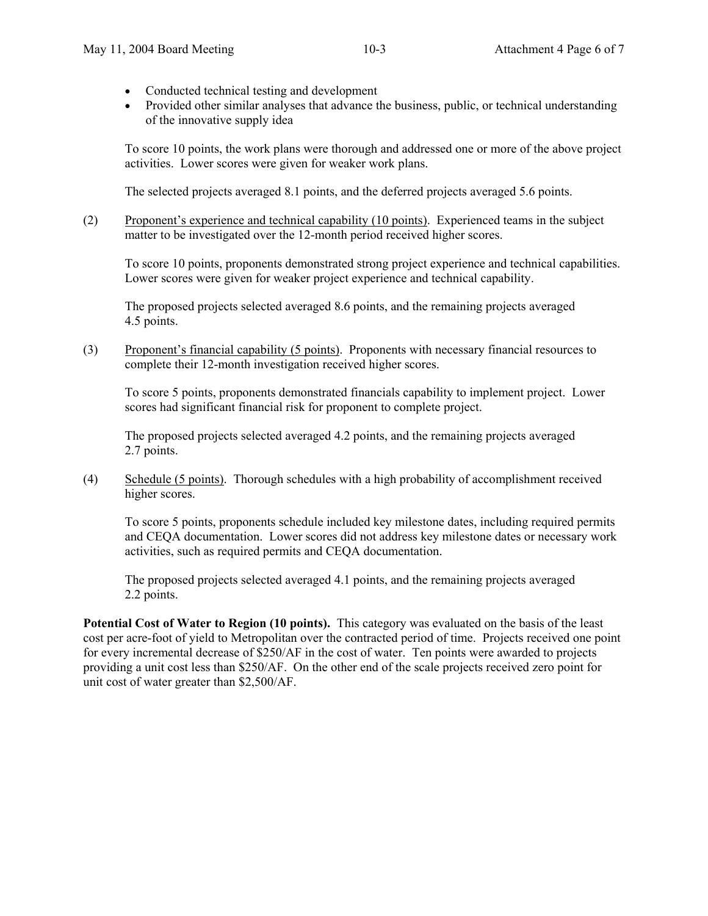- Conducted technical testing and development
- Provided other similar analyses that advance the business, public, or technical understanding of the innovative supply idea

To score 10 points, the work plans were thorough and addressed one or more of the above project activities. Lower scores were given for weaker work plans.

The selected projects averaged 8.1 points, and the deferred projects averaged 5.6 points.

(2) Proponent's experience and technical capability (10 points). Experienced teams in the subject matter to be investigated over the 12-month period received higher scores.

To score 10 points, proponents demonstrated strong project experience and technical capabilities. Lower scores were given for weaker project experience and technical capability.

The proposed projects selected averaged 8.6 points, and the remaining projects averaged 4.5 points.

(3) Proponent's financial capability (5 points). Proponents with necessary financial resources to complete their 12-month investigation received higher scores.

To score 5 points, proponents demonstrated financials capability to implement project. Lower scores had significant financial risk for proponent to complete project.

The proposed projects selected averaged 4.2 points, and the remaining projects averaged 2.7 points.

(4) Schedule (5 points). Thorough schedules with a high probability of accomplishment received higher scores.

To score 5 points, proponents schedule included key milestone dates, including required permits and CEQA documentation. Lower scores did not address key milestone dates or necessary work activities, such as required permits and CEQA documentation.

The proposed projects selected averaged 4.1 points, and the remaining projects averaged 2.2 points.

**Potential Cost of Water to Region (10 points).** This category was evaluated on the basis of the least cost per acre-foot of yield to Metropolitan over the contracted period of time. Projects received one point for every incremental decrease of $250/AF in the cost of water. Ten points were awarded to projects providing a unit cost less than $250/AF. On the other end of the scale projects received zero point for unit cost of water greater than $2,500/AF.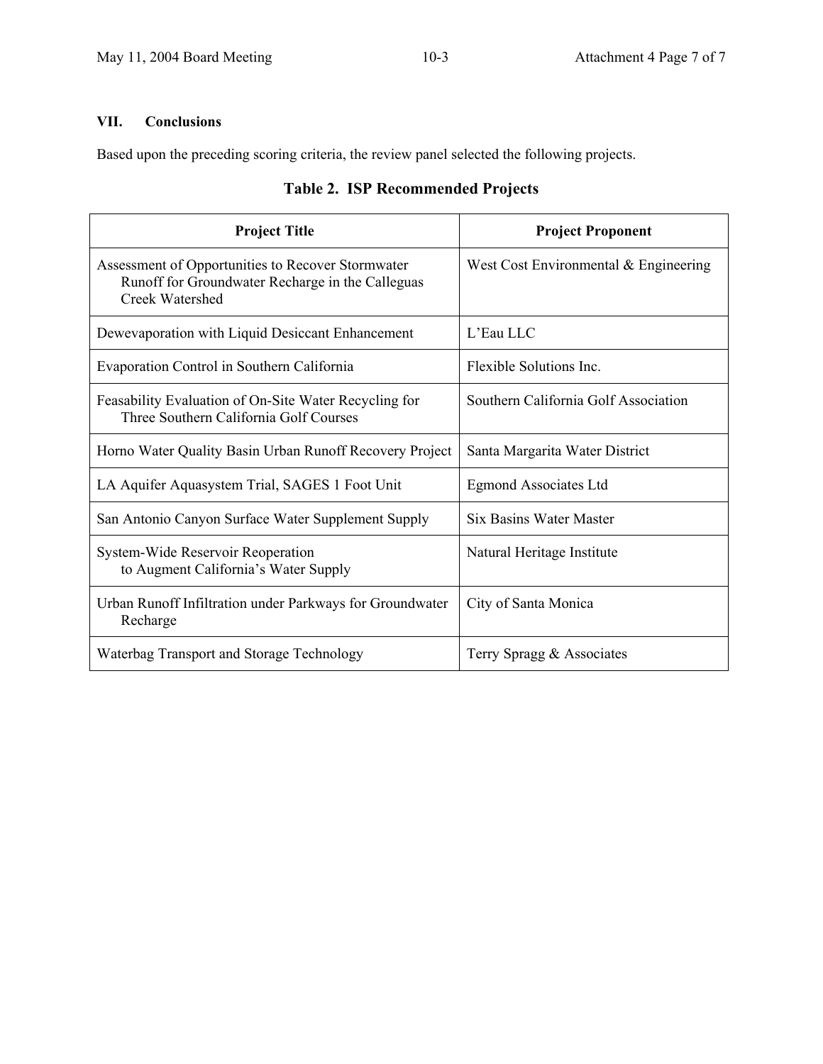## VII. Conclusions

Based upon the preceding scoring criteria, the review panel selected the following projects.

**Table 2. ISP Recommended Projects**

| Project Title | Project Proponent |
|---|---|
| Assessment of Opportunities to Recover Stormwater Runoff for Groundwater Recharge in the Calleguas Creek Watershed | West Cost Environmental & Engineering |
| Dewevaporation with Liquid Desiccant Enhancement | L'Eau LLC |
| Evaporation Control in Southern California | Flexible Solutions Inc. |
| Feasability Evaluation of On-Site Water Recycling for Three Southern California Golf Courses | Southern California Golf Association |
| Horno Water Quality Basin Urban Runoff Recovery Project | Santa Margarita Water District |
| LA Aquifer Aquasystem Trial, SAGES 1 Foot Unit | Egmond Associates Ltd |
| San Antonio Canyon Surface Water Supplement Supply | Six Basins Water Master |
| System-Wide Reservoir Reoperation to Augment California's Water Supply | Natural Heritage Institute |
| Urban Runoff Infiltration under Parkways for Groundwater Recharge | City of Santa Monica |
| Waterbag Transport and Storage Technology | Terry Spragg & Associates |